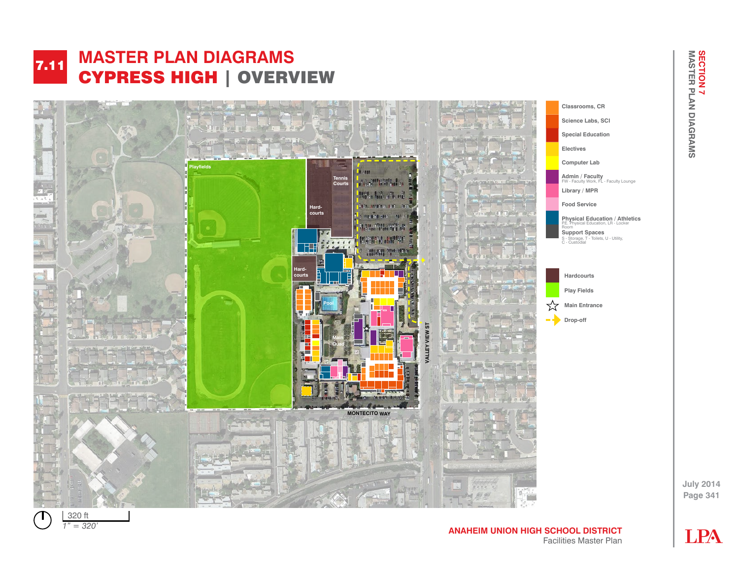# 7.11 MASTER PLAN DIAGRAMS

## CYPRESS HIGH | OVERVIEW

Playfields

Tennis Courts

Hard-courts

Hard-courts

Pool

Main Quad

VALLEY VIEW ST

MONTECITO WAY

- Classrooms, CR
- Science Labs, SCI
- Special Education
- Electives
- Computer Lab
- Admin / Faculty
  FW - Faculty Work, FL - Faculty Lounge
- Library / MPR
- Food Service
- Physical Education / Athletics
  P.E. Physical Education, LR - Locker Room
- Support Spaces
  S - Storage, T - Toilets, U - Utility, C - Custodial

- Hardcourts
- Play Fields
- Main Entrance
- Drop-off

320 ft
*1" = 320'*

SECTION 7
MASTER PLAN DIAGRAMS

July 2014

**ANAHEIM UNION HIGH SCHOOL DISTRICT**
Facilities Master Plan

LPA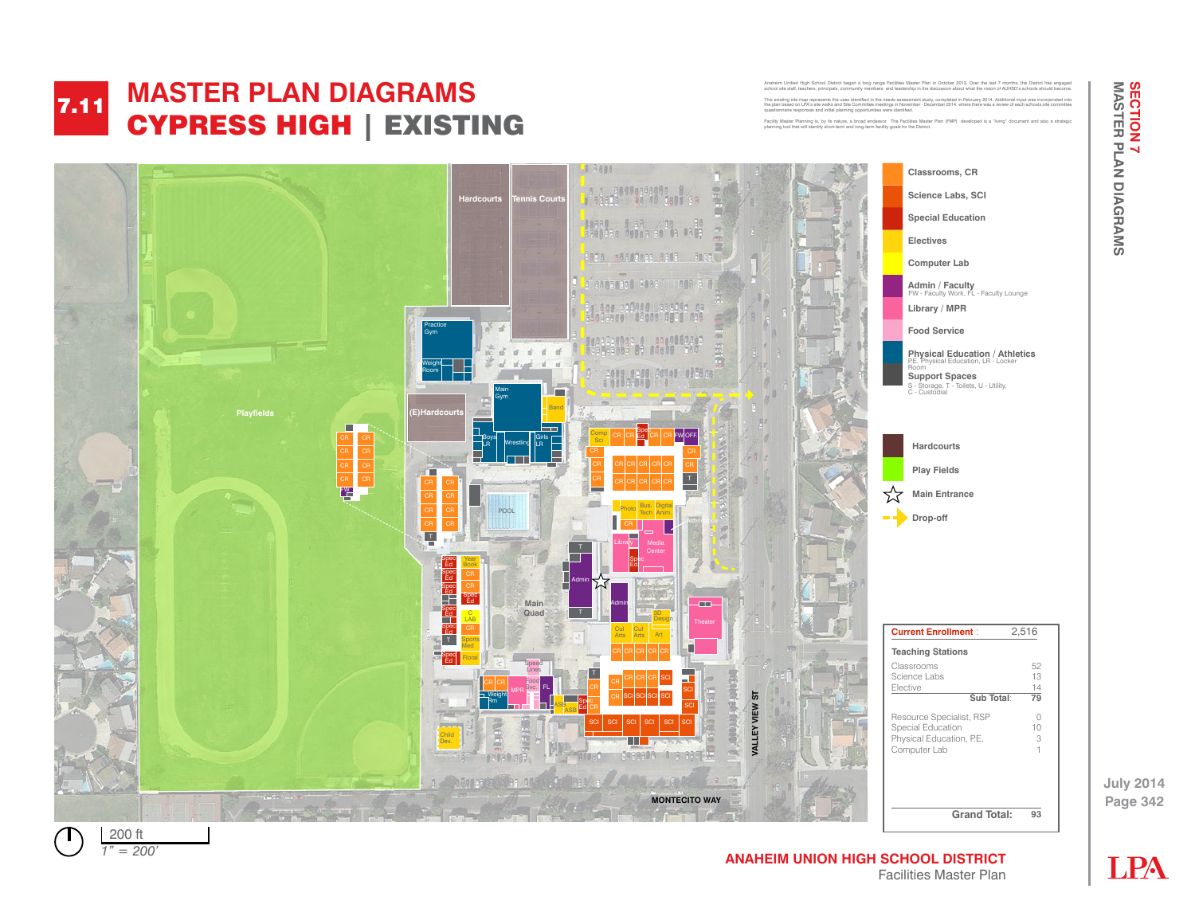# 7.11 MASTER PLAN DIAGRAMS

## CYPRESS HIGH | EXISTING

Anaheim Unified High School District began a long range Facilities Master Plan in October 2013. Over the last 7 months, the District has engaged school site staff, teachers, principals, community members and leadership in the discussion about what the vision of AUHSD's schools should become.

This existing site map represents the uses identified in the needs assessment study, completed in February 2014. Additional input was incorporated into the plan based on LPA's site walks and Site Committee meetings in November - December 2014, where there was a review of each schools site committee questionnaire responses and initial planning opportunities were identified.

Facility Master Planning is, by its nature, a broad endeavor. The Facilities Master Plan (FMP) developed is a "living" document and also a strategic planning tool that will identify short-term and long-term facility goals for the District.

**Legend**

- Classrooms, CR
- Science Labs, SCI
- Special Education
- Electives
- Computer Lab
- Admin / Faculty — FW - Faculty Work, FL - Faculty Lounge
- Library / MPR
- Food Service
- Physical Education / Athletics — P.E. Physical Education, LR - Locker Room
- Support Spaces — S - Storage, T - Toilets, U - Utility, C - Custodial
- Hardcourts
- Play Fields
- Main Entrance
- Drop-off

| Current Enrollment: | 2,516 |
|---|---|
| **Teaching Stations** | |
| Classrooms | 52 |
| Science Labs | 13 |
| Elective | 14 |
| **Sub Total:** | **79** |
| Resource Specialist, RSP | 0 |
| Special Education | 10 |
| Physical Education, P.E. | 3 |
| Computer Lab | 1 |
| **Grand Total:** | **93** |

200 ft
1" = 200'

**ANAHEIM UNION HIGH SCHOOL DISTRICT**
Facilities Master Plan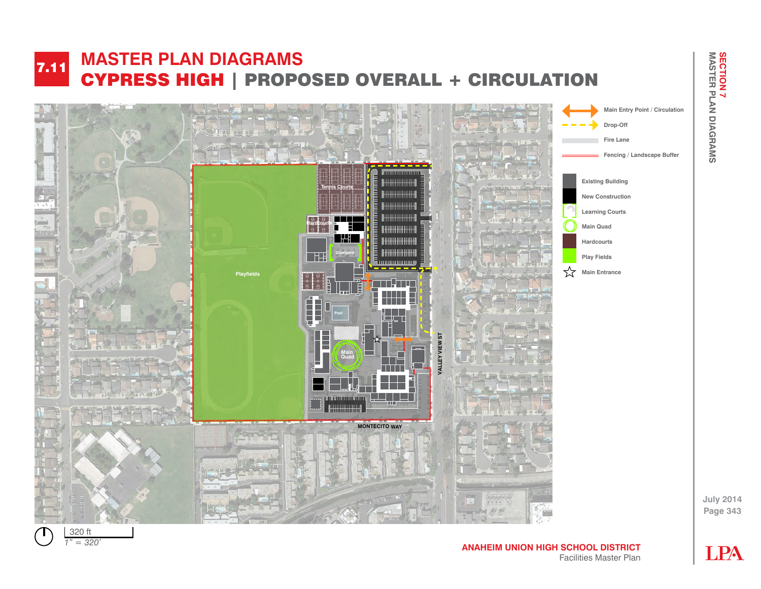# 7.11 MASTER PLAN DIAGRAMS

## CYPRESS HIGH | PROPOSED OVERALL + CIRCULATION

- Main Entry Point / Circulation
- Drop-Off
- Fire Lane
- Fencing / Landscape Buffer

- Existing Building
- New Construction
- Learning Courts
- Main Quad
- Hardcourts
- Play Fields
- Main Entrance

Tennis Courts

Hardcourts

Courtyard

Playfields

Pool

Main Quad

VALLEY VIEW ST

MONTECITO WAY

320 ft
*1" = 320'*

**ANAHEIM UNION HIGH SCHOOL DISTRICT**
Facilities Master Plan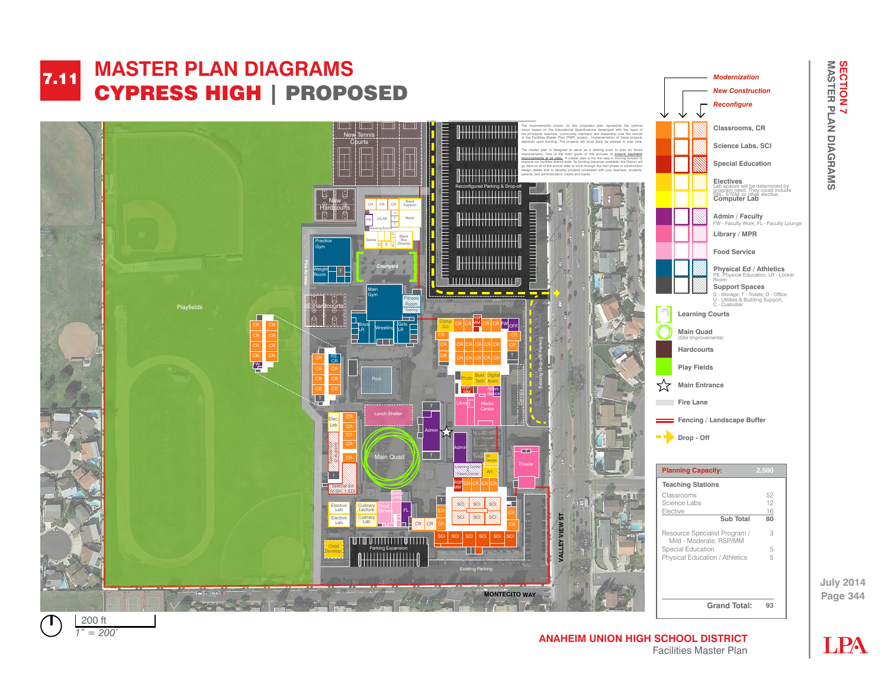# 7.11 MASTER PLAN DIAGRAMS

## CYPRESS HIGH | PROPOSED

The improvements shown on this proposed plan represents the optimal vision based on the Educational Specifications developed with the input of the principals, teachers, community members and leadership over the course of the Facilities Master Plan (FMP) project. Implementation of these projects depends upon funding. The projects will most likely be phased in over time.

The master plan is designed to serve as a starting point to plan for future improvements. One of the main goals of this process to **ensure equitable improvements at all sites.** A master plan is the first step in moving forward to improve our facilities district-wide. As funding becomes available, the District will go back to all of the school sites to work through the next phase of construction design details and to develop projects consistent with your teachers, students, parents, and administrators' needs and wants.

**Legend**

- *Modernization*
- *New Construction*
- *Reconfigure*

- Classrooms, CR
- Science Labs, SCI
- Special Education
- Electives — Lab spaces will be determined by program need. They could include PBL, STEM, or other elective.
- Computer Lab
- Admin / Faculty — FW - Faculty Work, FL - Faculty Lounge
- Library / MPR
- Food Service
- Physical Ed / Athletics — P.E. Physical Education, LR - Locker Room
- Support Spaces — S - Storage, T - Toilets, O - Office, U - Utilities & Building Support, C - Custodial
- Learning Courts
- Main Quad (Site Improvements)
- Hardcourts
- Play Fields
- Main Entrance
- Fire Lane
- Fencing / Landscape Buffer
- Drop - Off

| Planning Capacity: | 2,500 |
|---|---|
| **Teaching Stations** | |
| Classrooms | 52 |
| Science Labs | 12 |
| Elective | 16 |
| **Sub Total:** | **80** |
| Resource Specialist Program / Mild - Moderate, RSP/MM | 3 |
| Special Education | 5 |
| Physical Education / Athletics | 5 |
| **Grand Total:** | **93** |

200 ft
1" = 200'

July 2014

**ANAHEIM UNION HIGH SCHOOL DISTRICT**
Facilities Master Plan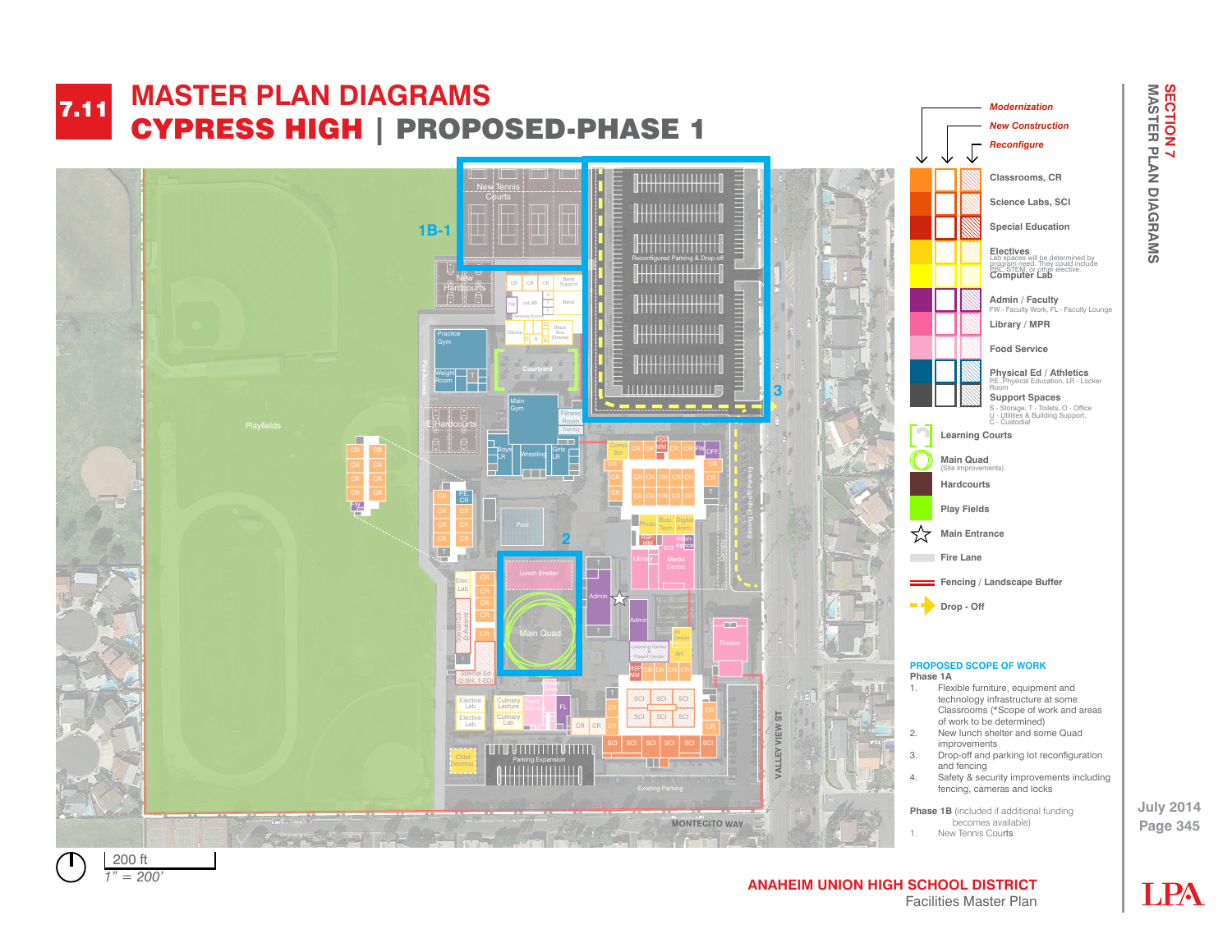# 7.11 MASTER PLAN DIAGRAMS

## CYPRESS HIGH | PROPOSED-PHASE 1

*Modernization*
*New Construction*
*Reconfigure*

- Classrooms, CR
- Science Labs, SCI
- Special Education
- Electives
  Lab spaces will be determined by program need. They could include PBC, STEM, or other elective.
- Computer Lab
- Admin / Faculty
  FW - Faculty Work, FL - Faculty Lounge
- Library / MPR
- Food Service
- Physical Ed / Athletics
  P.E. Physical Education, LR - Locker Room
- Support Spaces
  S - Storage, T - Toilets, O - Office
  U - Utilities & Building Support,
  C - Custodial
- Learning Courts
- Main Quad
  (Site Improvements)
- Hardcourts
- Play Fields
- Main Entrance
- Fire Lane
- Fencing / Landscape Buffer
- Drop - Off

### PROPOSED SCOPE OF WORK

**Phase 1A**

1. Flexible furniture, equipment and technology infrastructure at some Classrooms (*Scope of work and areas of work to be determined)
2. New lunch shelter and some Quad improvements
3. Drop-off and parking lot reconfiguration and fencing
4. Safety & security improvements including fencing, cameras and locks

**Phase 1B** (included if additional funding becomes available)

1. New Tennis Courts

200 ft
*1" = 200'*

**ANAHEIM UNION HIGH SCHOOL DISTRICT**
Facilities Master Plan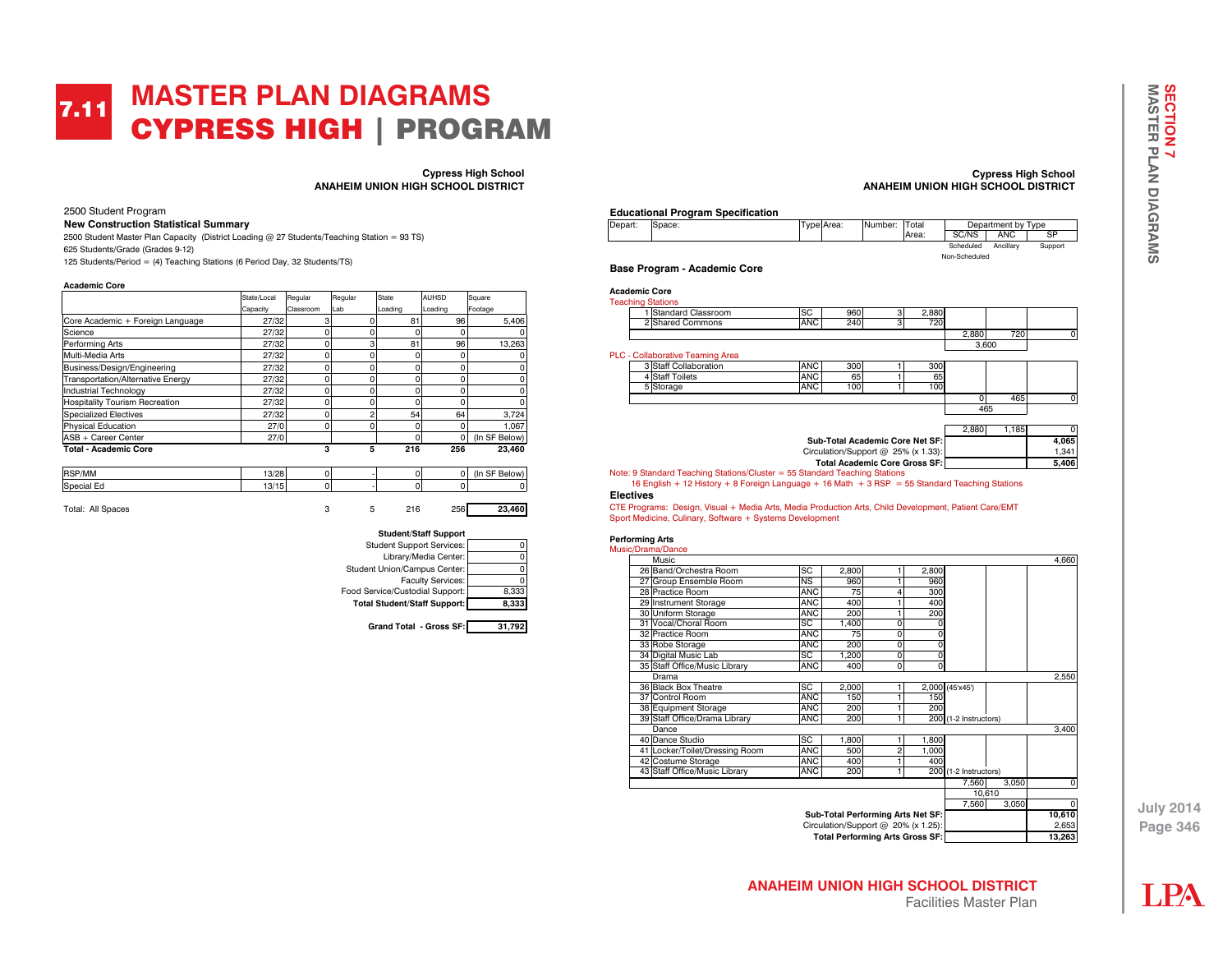# 7.11 MASTER PLAN DIAGRAMS
## CYPRESS HIGH | PROGRAM

**Cypress High School**
**ANAHEIM UNION HIGH SCHOOL DISTRICT**

2500 Student Program

**New Construction Statistical Summary**

2500 Student Master Plan Capacity (District Loading @ 27 Students/Teaching Station = 93 TS)

625 Students/Grade (Grades 9-12)

125 Students/Period = (4) Teaching Stations (6 Period Day, 32 Students/TS)

**Academic Core**

| | State/Local Capacity | Regular Classroom | Regular Lab | State Loading | AUHSD Loading | Square Footage |
|---|---|---|---|---|---|---|
| Core Academic + Foreign Language | 27/32 | 3 | 0 | 81 | 96 | 5,406 |
| Science | 27/32 | 0 | 0 | 0 | 0 | 0 |
| Performing Arts | 27/32 | 0 | 3 | 81 | 96 | 13,263 |
| Multi-Media Arts | 27/32 | 0 | 0 | 0 | 0 | 0 |
| Business/Design/Engineering | 27/32 | 0 | 0 | 0 | 0 | 0 |
| Transportation/Alternative Energy | 27/32 | 0 | 0 | 0 | 0 | 0 |
| Industrial Technology | 27/32 | 0 | 0 | 0 | 0 | 0 |
| Hospitality Tourism Recreation | 27/32 | 0 | 0 | 0 | 0 | 0 |
| Specialized Electives | 27/32 | 0 | 2 | 54 | 64 | 3,724 |
| Physical Education | 27/0 | 0 | 0 | 0 | 0 | 1,067 |
| ASB + Career Center | 27/0 | | | 0 | 0 | (In SF Below) |
| **Total - Academic Core** | | **3** | **5** | **216** | **256** | **23,460** |
| | | | | | | |
| RSP/MM | 13/28 | 0 | - | 0 | 0 | (In SF Below) |
| Special Ed | 13/15 | 0 | - | 0 | 0 | 0 |
| | | | | | | |
| Total: All Spaces | | 3 | 5 | 216 | 256 | **23,460** |

**Student/Staff Support**

| | |
|---|---|
| Student Support Services: | 0 |
| Library/Media Center: | 0 |
| Student Union/Campus Center: | 0 |
| Faculty Services: | 0 |
| Food Service/Custodial Support: | 8,333 |
| **Total Student/Staff Support:** | **8,333** |
| **Grand Total - Gross SF:** | **31,792** |

**Cypress High School**
**ANAHEIM UNION HIGH SCHOOL DISTRICT**

**Educational Program Specification**

**Base Program - Academic Core**

**Academic Core**

| Depart: | Space: | Type | Area: | Number: | Total Area: | SC/NS (Scheduled Non-Scheduled) | ANC (Ancillary) | SP (Support) |
|---|---|---|---|---|---|---|---|---|
| Teaching Stations | | | | | | | | |
| 1 | Standard Classroom | SC | 960 | 3 | 2,880 | | | |
| 2 | Shared Commons | ANC | 240 | 3 | 720 | | | |
| | | | | | | 2,880 | 720 | 0 |
| | | | | | | 3,600 | | |
| PLC - Collaborative Teaming Area | | | | | | | | |
| 3 | Staff Collaboration | ANC | 300 | 1 | 300 | | | |
| 4 | Staff Toilets | ANC | 65 | 1 | 65 | | | |
| 5 | Storage | ANC | 100 | 1 | 100 | | | |
| | | | | | | 0 | 465 | 0 |
| | | | | | | 465 | | |
| | | | | | | 2,880 | 1,185 | 0 |
| | **Sub-Total Academic Core Net SF:** | | | | | | | **4,065** |
| | Circulation/Support @ 25% (x 1.33): | | | | | | | 1,341 |
| | **Total Academic Core Gross SF:** | | | | | | | **5,406** |

Note: 9 Standard Teaching Stations/Cluster = 55 Standard Teaching Stations
16 English + 12 History + 8 Foreign Language + 16 Math + 3 RSP = 55 Standard Teaching Stations

**Electives**

CTE Programs: Design, Visual + Media Arts, Media Production Arts, Child Development, Patient Care/EMT Sport Medicine, Culinary, Software + Systems Development

**Performing Arts**

| Depart: | Space: | Type | Area: | Number: | Total Area: | SC/NS | ANC | SP |
|---|---|---|---|---|---|---|---|---|
| Music/Drama/Dance | | | | | | | | |
| | Music | | | | | | | 4,660 |
| 26 | Band/Orchestra Room | SC | 2,800 | 1 | 2,800 | | | |
| 27 | Group Ensemble Room | NS | 960 | 1 | 960 | | | |
| 28 | Practice Room | ANC | 75 | 4 | 300 | | | |
| 29 | Instrument Storage | ANC | 400 | 1 | 400 | | | |
| 30 | Uniform Storage | ANC | 200 | 1 | 200 | | | |
| 31 | Vocal/Choral Room | SC | 1,400 | 0 | 0 | | | |
| 32 | Practice Room | ANC | 75 | 0 | 0 | | | |
| 33 | Robe Storage | ANC | 200 | 0 | 0 | | | |
| 34 | Digital Music Lab | SC | 1,200 | 0 | 0 | | | |
| 35 | Staff Office/Music Library | ANC | 400 | 0 | 0 | | | |
| | Drama | | | | | | | 2,550 |
| 36 | Black Box Theatre | SC | 2,000 | 1 | 2,000 | (45'x45') | | |
| 37 | Control Room | ANC | 150 | 1 | 150 | | | |
| 38 | Equipment Storage | ANC | 200 | 1 | 200 | | | |
| 39 | Staff Office/Drama Library | ANC | 200 | 1 | 200 | (1-2 Instructors) | | |
| | Dance | | | | | | | 3,400 |
| 40 | Dance Studio | SC | 1,800 | 1 | 1,800 | | | |
| 41 | Locker/Toilet/Dressing Room | ANC | 500 | 2 | 1,000 | | | |
| 42 | Costume Storage | ANC | 400 | 1 | 400 | | | |
| 43 | Staff Office/Music Library | ANC | 200 | 1 | 200 | (1-2 Instructors) | | |
| | | | | | | 7,560 | 3,050 | 0 |
| | | | | | | 10,610 | | |
| | | | | | | 7,560 | 3,050 | 0 |
| | **Sub-Total Performing Arts Net SF:** | | | | | | | **10,610** |
| | Circulation/Support @ 20% (x 1.25): | | | | | | | 2,653 |
| | **Total Performing Arts Gross SF:** | | | | | | | **13,263** |

**ANAHEIM UNION HIGH SCHOOL DISTRICT**
Facilities Master Plan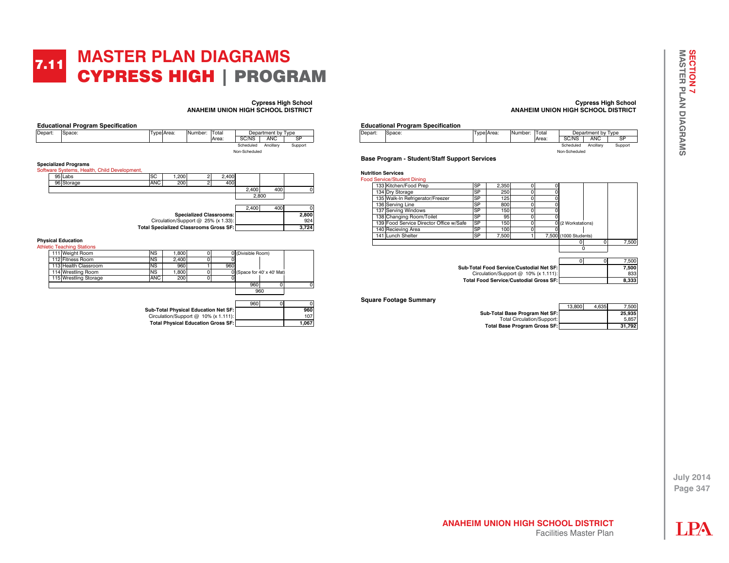# 7.11 MASTER PLAN DIAGRAMS

## CYPRESS HIGH | PROGRAM

**Cypress High School**
**ANAHEIM UNION HIGH SCHOOL DISTRICT**

### Educational Program Specification

| Depart: | Space: | Type | Area: | Number: | Total Area: | SC/NS (Scheduled Non-Scheduled) | ANC (Ancillary) | SP (Support) |
|---|---|---|---|---|---|---|---|---|

**Specialized Programs**

Software Systems, Health, Child Development,

| Depart: | Space: | Type | Area: | Number: | Total Area: | SC/NS | ANC | SP |
|---|---|---|---|---|---|---|---|---|
| 95 | Labs | SC | 1,200 | 2 | 2,400 | | | |
| 96 | Storage | ANC | 200 | 2 | 400 | | | |
| | | | | | | 2,400 | 400 | 0 |
| | | | | | | 2,800 | | |
| | | | | | | 2,400 | 400 | 0 |
| | **Specialized Classrooms:** | | | | | | | **2,800** |
| | Circulation/Support @ 25% (x 1.33): | | | | | | | 924 |
| | **Total Specialized Classrooms Gross SF:** | | | | | | | **3,724** |

**Physical Education**

Athletic Teaching Stations

| Depart: | Space: | Type | Area: | Number: | Total Area: | SC/NS | ANC | SP |
|---|---|---|---|---|---|---|---|---|
| 111 | Weight Room | NS | 1,800 | 0 | 0 | (Divisible Room) | | |
| 112 | Fitness Room | NS | 2,400 | 0 | 0 | | | |
| 113 | Health Classroom | NS | 960 | 1 | 960 | | | |
| 114 | Wrestling Room | NS | 1,800 | 0 | 0 | (Space for 40' x 40' Mat) | | |
| 115 | Wrestling Storage | ANC | 200 | 0 | 0 | | | |
| | | | | | | 960 | 0 | 0 |
| | | | | | | 960 | | |
| | | | | | | 960 | 0 | 0 |
| | **Sub-Total Physical Education Net SF:** | | | | | | | **960** |
| | Circulation/Support @ 10% (x 1.111): | | | | | | | 107 |
| | **Total Physical Education Gross SF:** | | | | | | | **1,067** |

**Cypress High School**
**ANAHEIM UNION HIGH SCHOOL DISTRICT**

### Educational Program Specification

**Base Program - Student/Staff Support Services**

**Nutrition Services**

Food Service/Student Dining

| Depart: | Space: | Type | Area: | Number: | Total Area: | SC/NS | ANC | SP |
|---|---|---|---|---|---|---|---|---|
| 133 | Kitchen/Food Prep | SP | 2,350 | 0 | 0 | | | |
| 134 | Dry Storage | SP | 250 | 0 | 0 | | | |
| 135 | Walk-In Refrigerator/Freezer | SP | 125 | 0 | 0 | | | |
| 136 | Serving Line | SP | 800 | 0 | 0 | | | |
| 137 | Serving Windows | SP | 150 | 0 | 0 | | | |
| 138 | Changing Room/Toilet | SP | 95 | 0 | 0 | | | |
| 139 | Food Service Director Office w/Safe | SP | 150 | 0 | 0 | (2 Workstations) | | |
| 140 | Recieving Area | SP | 100 | 0 | 0 | | | |
| 141 | Lunch Shelter | SP | 7,500 | 1 | 7,500 | (1000 Students) | | |
| | | | | | | 0 | 0 | 7,500 |
| | | | | | | 0 | | |
| | | | | | | 0 | 0 | 7,500 |
| | **Sub-Total Food Service/Custodial Net SF:** | | | | | | | **7,500** |
| | Circulation/Support @ 10% (x 1.111): | | | | | | | 833 |
| | **Total Food Service/Custodial Gross SF:** | | | | | | | **8,333** |

**Square Footage Summary**

| | SC/NS | ANC | SP |
|---|---|---|---|
| | 13,800 | 4,635 | 7,500 |
| **Sub-Total Base Program Net SF:** | | | **25,935** |
| Total Circulation/Support: | | | 5,857 |
| **Total Base Program Gross SF:** | | | **31,792** |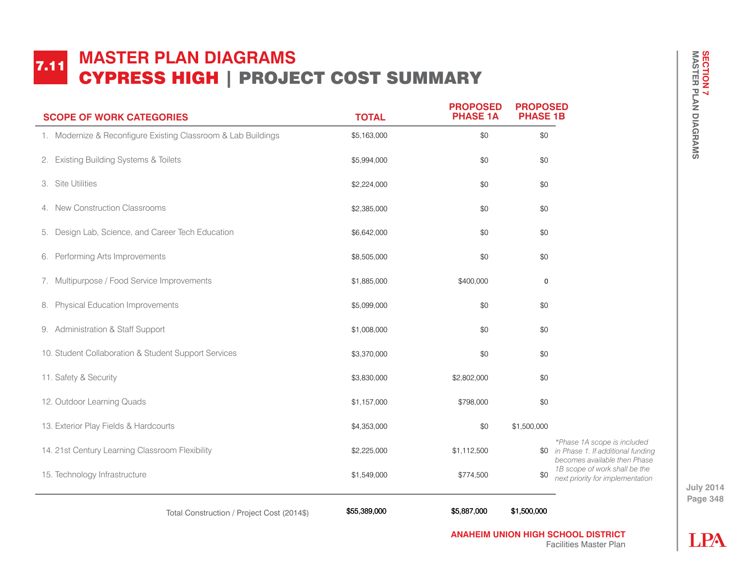# 7.11 MASTER PLAN DIAGRAMS

## CYPRESS HIGH | PROJECT COST SUMMARY

| SCOPE OF WORK CATEGORIES | TOTAL | PROPOSED PHASE 1A | PROPOSED PHASE 1B |
|---|---|---|---|
| 1. Modernize & Reconfigure Existing Classroom & Lab Buildings | $5,163,000 | $0 | $0 |
| 2. Existing Building Systems & Toilets | $5,994,000 | $0 | $0 |
| 3. Site Utilities | $2,224,000 | $0 | $0 |
| 4. New Construction Classrooms | $2,385,000 | $0 | $0 |
| 5. Design Lab, Science, and Career Tech Education | $6,642,000 | $0 | $0 |
| 6. Performing Arts Improvements | $8,505,000 | $0 | $0 |
| 7. Multipurpose / Food Service Improvements | $1,885,000 | $400,000 | 0 |
| 8. Physical Education Improvements | $5,099,000 | $0 | $0 |
| 9. Administration & Staff Support | $1,008,000 | $0 | $0 |
| 10. Student Collaboration & Student Support Services | $3,370,000 | $0 | $0 |
| 11. Safety & Security | $3,830,000 | $2,802,000 | $0 |
| 12. Outdoor Learning Quads | $1,157,000 | $798,000 | $0 |
| 13. Exterior Play Fields & Hardcourts | $4,353,000 | $0 | $1,500,000 |
| 14. 21st Century Learning Classroom Flexibility | $2,225,000 | $1,112,500 | $0 |
| 15. Technology Infrastructure | $1,549,000 | $774,500 | $0 |
| Total Construction / Project Cost (2014$) | $55,389,000 | $5,887,000 | $1,500,000 |

*\*Phase 1A scope is included in Phase 1. If additional funding becomes available then Phase 1B scope of work shall be the next priority for implementation*